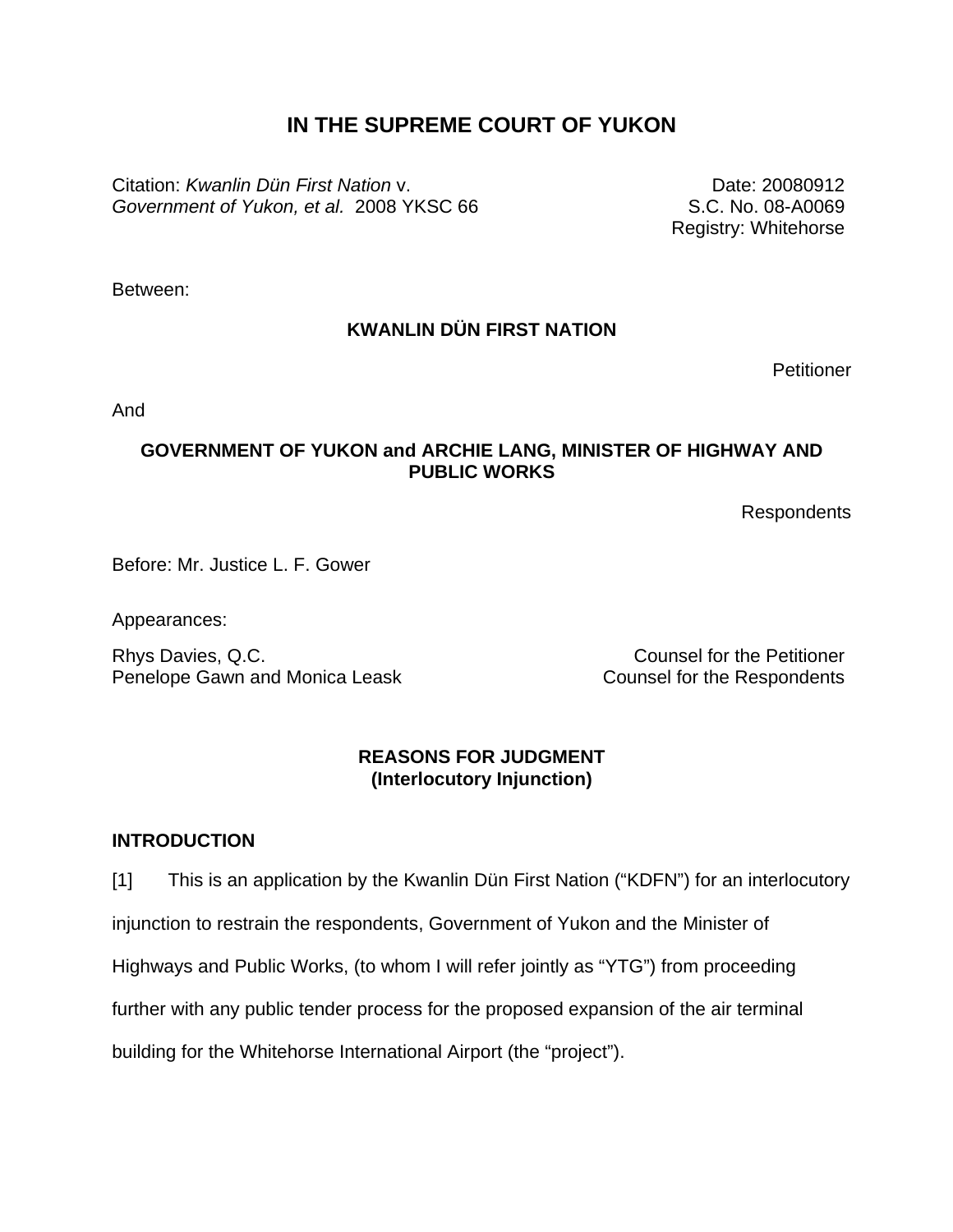# IN THE SUPREME COURT OF YUKON

Citation: *Kwanlin Dün First Nation* v. *Government of Yukon, et al.* 2008 YKSC 66

Date: 20080912
S.C. No. 08-A0069
Registry: Whitehorse

Between:

**KWANLIN DÜN FIRST NATION**

Petitioner

And

**GOVERNMENT OF YUKON and ARCHIE LANG, MINISTER OF HIGHWAY AND PUBLIC WORKS**

Respondents

Before: Mr. Justice L. F. Gower

Appearances:

Rhys Davies, Q.C. — Counsel for the Petitioner
Penelope Gawn and Monica Leask — Counsel for the Respondents

**REASONS FOR JUDGMENT**
**(Interlocutory Injunction)**

## INTRODUCTION

[1] This is an application by the Kwanlin Dün First Nation ("KDFN") for an interlocutory injunction to restrain the respondents, Government of Yukon and the Minister of Highways and Public Works, (to whom I will refer jointly as "YTG") from proceeding further with any public tender process for the proposed expansion of the air terminal building for the Whitehorse International Airport (the "project").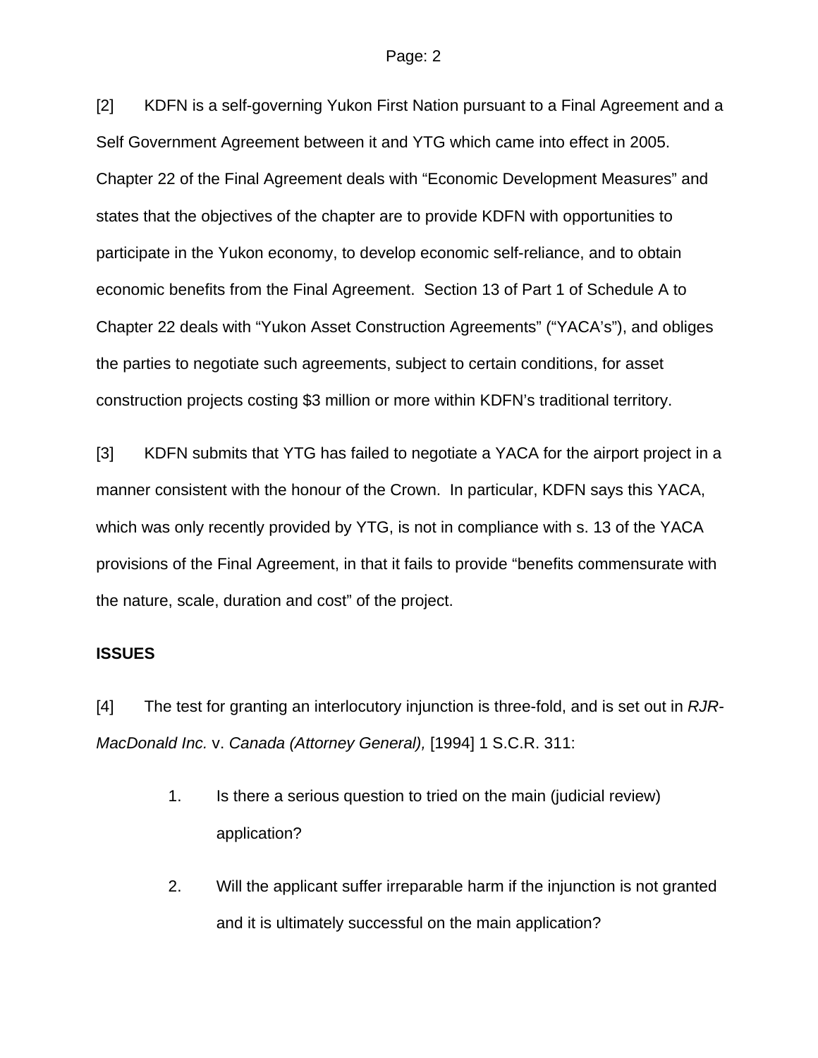[2] KDFN is a self-governing Yukon First Nation pursuant to a Final Agreement and a Self Government Agreement between it and YTG which came into effect in 2005. Chapter 22 of the Final Agreement deals with "Economic Development Measures" and states that the objectives of the chapter are to provide KDFN with opportunities to participate in the Yukon economy, to develop economic self-reliance, and to obtain economic benefits from the Final Agreement. Section 13 of Part 1 of Schedule A to Chapter 22 deals with "Yukon Asset Construction Agreements" ("YACA's"), and obliges the parties to negotiate such agreements, subject to certain conditions, for asset construction projects costing $3 million or more within KDFN's traditional territory.

[3] KDFN submits that YTG has failed to negotiate a YACA for the airport project in a manner consistent with the honour of the Crown. In particular, KDFN says this YACA, which was only recently provided by YTG, is not in compliance with s. 13 of the YACA provisions of the Final Agreement, in that it fails to provide "benefits commensurate with the nature, scale, duration and cost" of the project.

**ISSUES**

[4] The test for granting an interlocutory injunction is three-fold, and is set out in *RJR-MacDonald Inc.* v. *Canada (Attorney General),* [1994] 1 S.C.R. 311:

1. Is there a serious question to tried on the main (judicial review) application?

2. Will the applicant suffer irreparable harm if the injunction is not granted and it is ultimately successful on the main application?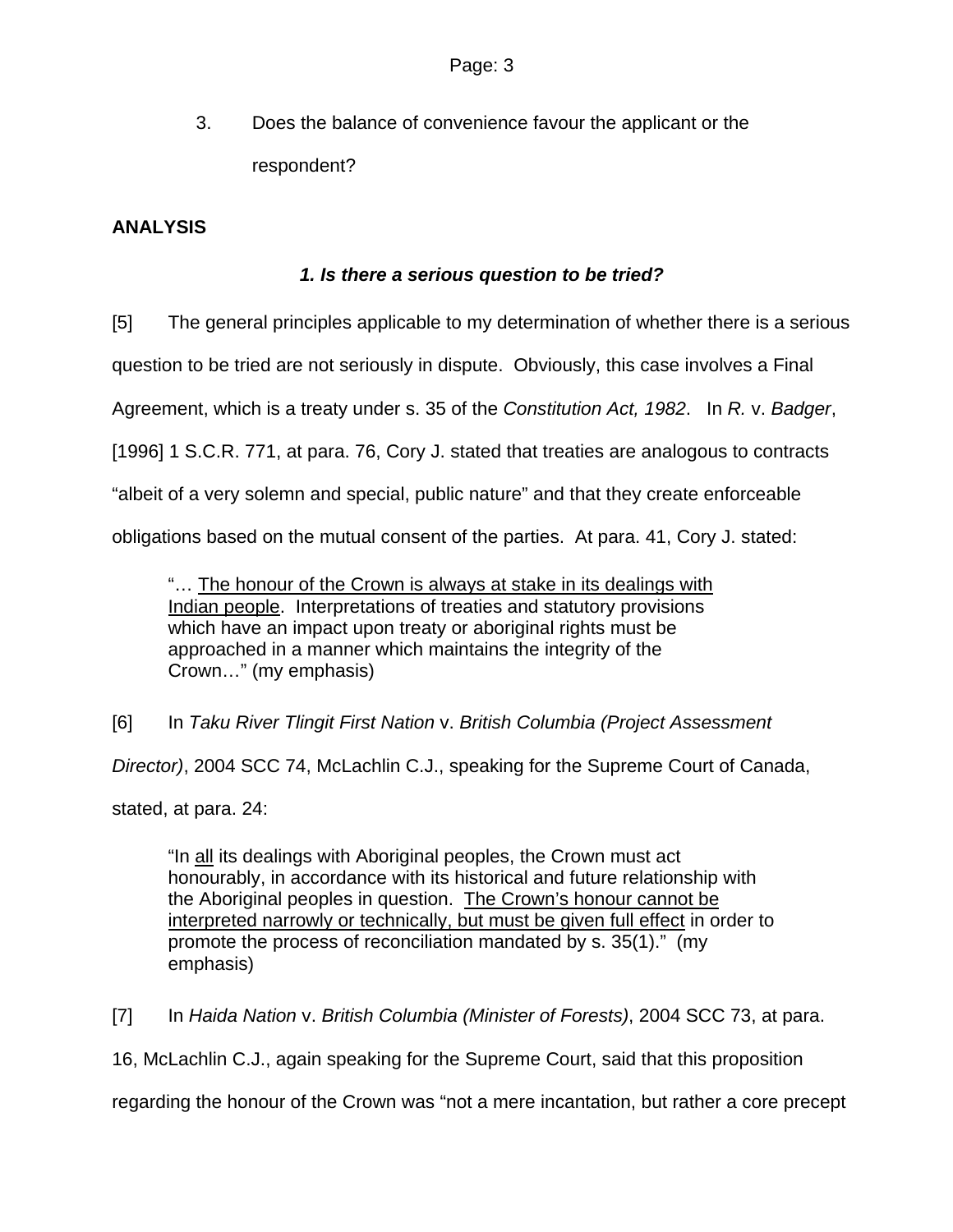3. Does the balance of convenience favour the applicant or the respondent?

## ANALYSIS

### *1. Is there a serious question to be tried?*

[5] The general principles applicable to my determination of whether there is a serious question to be tried are not seriously in dispute. Obviously, this case involves a Final Agreement, which is a treaty under s. 35 of the *Constitution Act, 1982*. In *R.* v. *Badger*, [1996] 1 S.C.R. 771, at para. 76, Cory J. stated that treaties are analogous to contracts "albeit of a very solemn and special, public nature" and that they create enforceable obligations based on the mutual consent of the parties. At para. 41, Cory J. stated:

> "… <u>The honour of the Crown is always at stake in its dealings with Indian people</u>. Interpretations of treaties and statutory provisions which have an impact upon treaty or aboriginal rights must be approached in a manner which maintains the integrity of the Crown…" (my emphasis)

[6] In *Taku River Tlingit First Nation* v. *British Columbia (Project Assessment Director)*, 2004 SCC 74, McLachlin C.J., speaking for the Supreme Court of Canada, stated, at para. 24:

> "In <u>all</u> its dealings with Aboriginal peoples, the Crown must act honourably, in accordance with its historical and future relationship with the Aboriginal peoples in question. <u>The Crown's honour cannot be interpreted narrowly or technically, but must be given full effect</u> in order to promote the process of reconciliation mandated by s. 35(1)." (my emphasis)

[7] In *Haida Nation* v. *British Columbia (Minister of Forests)*, 2004 SCC 73, at para. 16, McLachlin C.J., again speaking for the Supreme Court, said that this proposition regarding the honour of the Crown was "not a mere incantation, but rather a core precept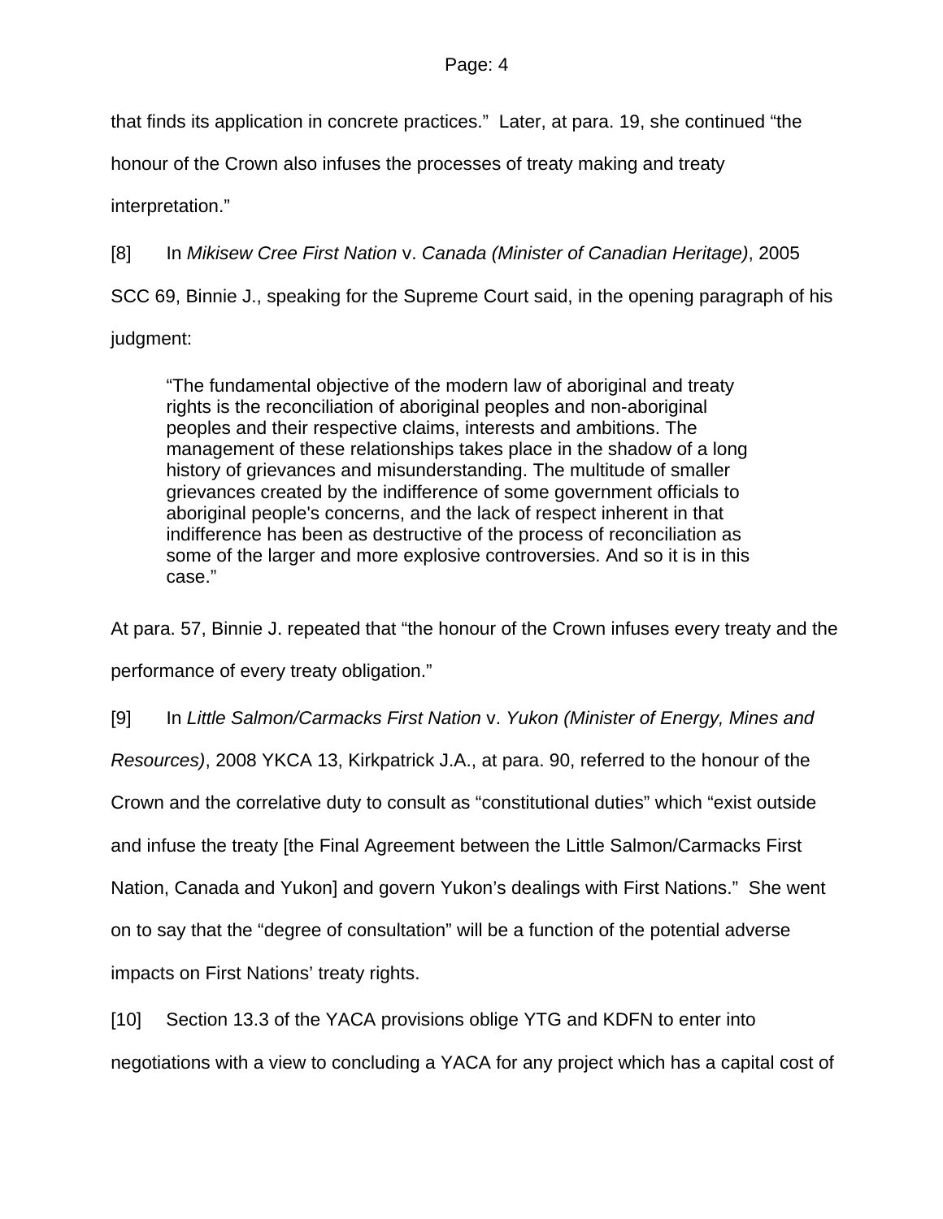that finds its application in concrete practices." Later, at para. 19, she continued "the honour of the Crown also infuses the processes of treaty making and treaty interpretation."

[8] In *Mikisew Cree First Nation* v. *Canada (Minister of Canadian Heritage)*, 2005 SCC 69, Binnie J., speaking for the Supreme Court said, in the opening paragraph of his judgment:

> "The fundamental objective of the modern law of aboriginal and treaty rights is the reconciliation of aboriginal peoples and non-aboriginal peoples and their respective claims, interests and ambitions. The management of these relationships takes place in the shadow of a long history of grievances and misunderstanding. The multitude of smaller grievances created by the indifference of some government officials to aboriginal people's concerns, and the lack of respect inherent in that indifference has been as destructive of the process of reconciliation as some of the larger and more explosive controversies. And so it is in this case."

At para. 57, Binnie J. repeated that "the honour of the Crown infuses every treaty and the performance of every treaty obligation."

[9] In *Little Salmon/Carmacks First Nation* v. *Yukon (Minister of Energy, Mines and Resources)*, 2008 YKCA 13, Kirkpatrick J.A., at para. 90, referred to the honour of the Crown and the correlative duty to consult as "constitutional duties" which "exist outside and infuse the treaty [the Final Agreement between the Little Salmon/Carmacks First Nation, Canada and Yukon] and govern Yukon's dealings with First Nations." She went on to say that the "degree of consultation" will be a function of the potential adverse impacts on First Nations' treaty rights.

[10] Section 13.3 of the YACA provisions oblige YTG and KDFN to enter into negotiations with a view to concluding a YACA for any project which has a capital cost of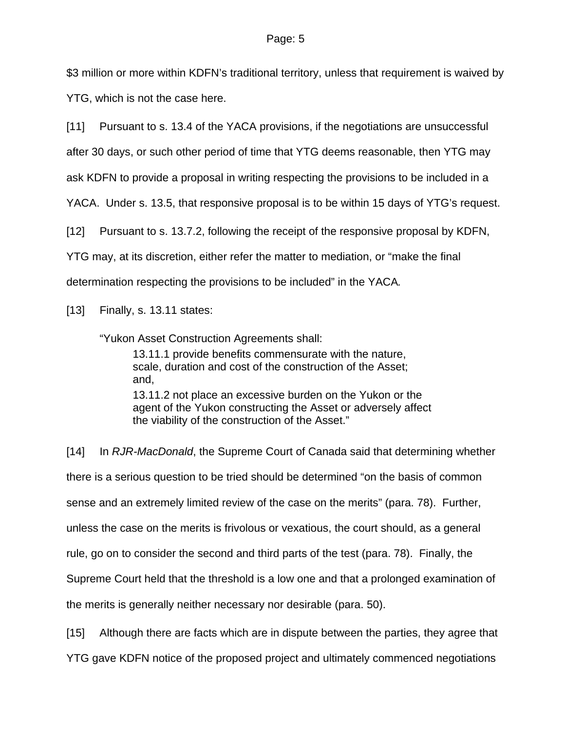$3 million or more within KDFN's traditional territory, unless that requirement is waived by YTG, which is not the case here.

[11] Pursuant to s. 13.4 of the YACA provisions, if the negotiations are unsuccessful after 30 days, or such other period of time that YTG deems reasonable, then YTG may ask KDFN to provide a proposal in writing respecting the provisions to be included in a YACA. Under s. 13.5, that responsive proposal is to be within 15 days of YTG's request.

[12] Pursuant to s. 13.7.2, following the receipt of the responsive proposal by KDFN, YTG may, at its discretion, either refer the matter to mediation, or "make the final determination respecting the provisions to be included" in the YACA.

[13] Finally, s. 13.11 states:

> "Yukon Asset Construction Agreements shall:
>
> > 13.11.1 provide benefits commensurate with the nature, scale, duration and cost of the construction of the Asset; and,
> >
> > 13.11.2 not place an excessive burden on the Yukon or the agent of the Yukon constructing the Asset or adversely affect the viability of the construction of the Asset."

[14] In *RJR-MacDonald*, the Supreme Court of Canada said that determining whether there is a serious question to be tried should be determined "on the basis of common sense and an extremely limited review of the case on the merits" (para. 78). Further, unless the case on the merits is frivolous or vexatious, the court should, as a general rule, go on to consider the second and third parts of the test (para. 78). Finally, the Supreme Court held that the threshold is a low one and that a prolonged examination of the merits is generally neither necessary nor desirable (para. 50).

[15] Although there are facts which are in dispute between the parties, they agree that YTG gave KDFN notice of the proposed project and ultimately commenced negotiations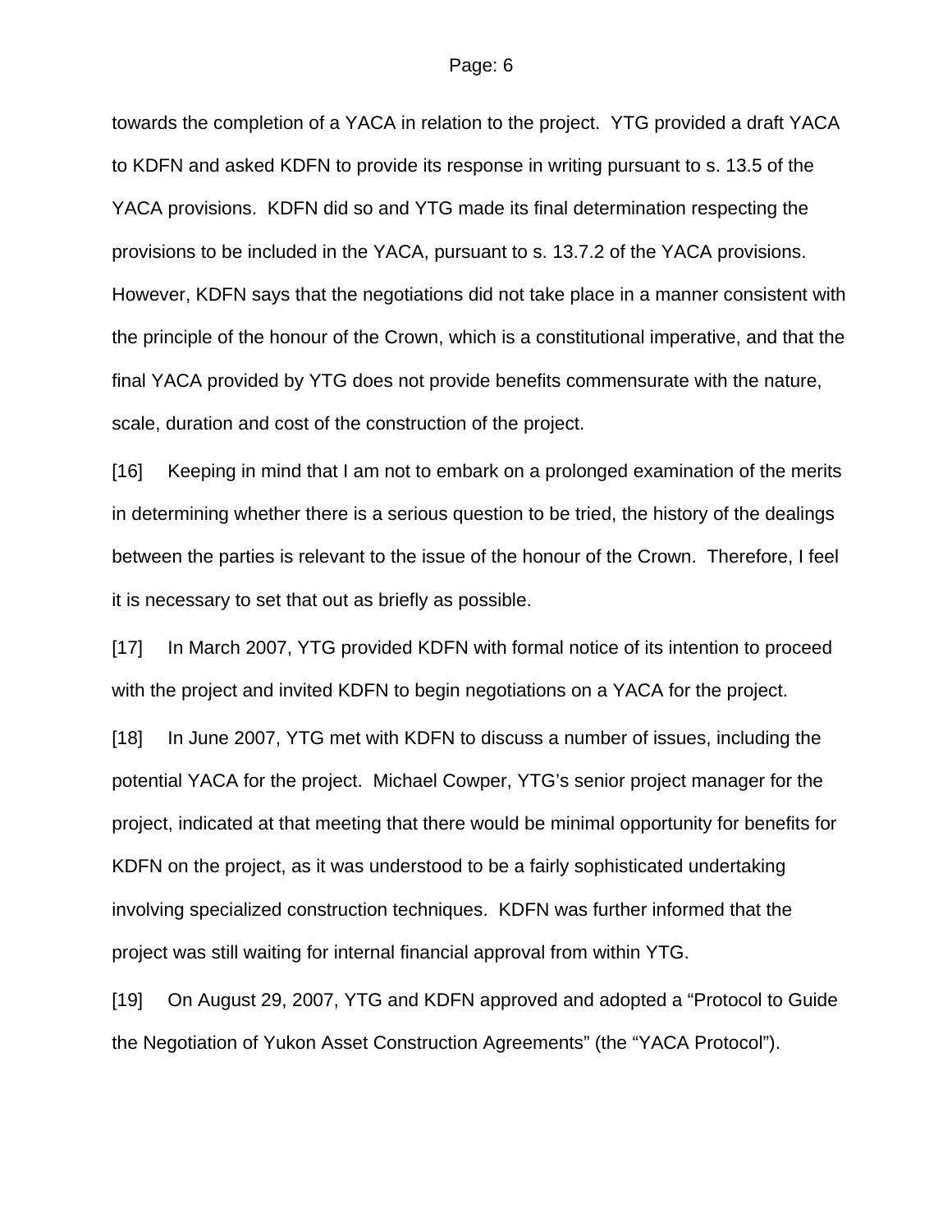towards the completion of a YACA in relation to the project. YTG provided a draft YACA to KDFN and asked KDFN to provide its response in writing pursuant to s. 13.5 of the YACA provisions. KDFN did so and YTG made its final determination respecting the provisions to be included in the YACA, pursuant to s. 13.7.2 of the YACA provisions. However, KDFN says that the negotiations did not take place in a manner consistent with the principle of the honour of the Crown, which is a constitutional imperative, and that the final YACA provided by YTG does not provide benefits commensurate with the nature, scale, duration and cost of the construction of the project.

[16] Keeping in mind that I am not to embark on a prolonged examination of the merits in determining whether there is a serious question to be tried, the history of the dealings between the parties is relevant to the issue of the honour of the Crown. Therefore, I feel it is necessary to set that out as briefly as possible.

[17] In March 2007, YTG provided KDFN with formal notice of its intention to proceed with the project and invited KDFN to begin negotiations on a YACA for the project.

[18] In June 2007, YTG met with KDFN to discuss a number of issues, including the potential YACA for the project. Michael Cowper, YTG's senior project manager for the project, indicated at that meeting that there would be minimal opportunity for benefits for KDFN on the project, as it was understood to be a fairly sophisticated undertaking involving specialized construction techniques. KDFN was further informed that the project was still waiting for internal financial approval from within YTG.

[19] On August 29, 2007, YTG and KDFN approved and adopted a "Protocol to Guide the Negotiation of Yukon Asset Construction Agreements" (the "YACA Protocol").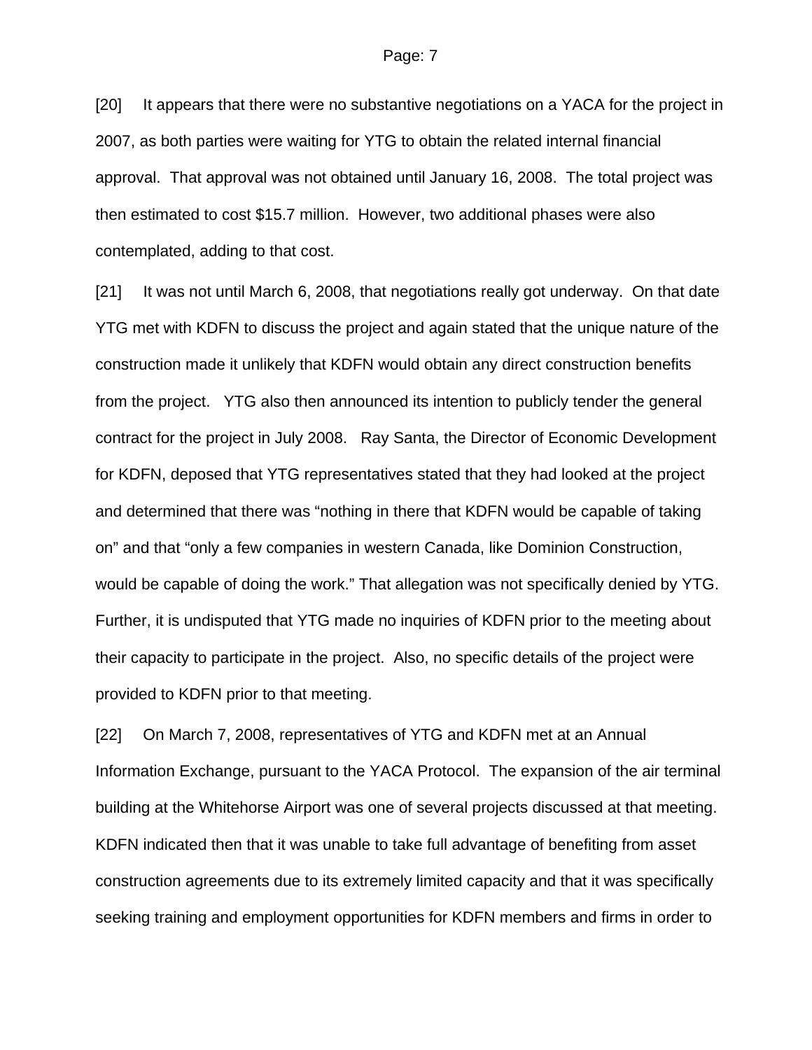[20] It appears that there were no substantive negotiations on a YACA for the project in 2007, as both parties were waiting for YTG to obtain the related internal financial approval. That approval was not obtained until January 16, 2008. The total project was then estimated to cost $15.7 million. However, two additional phases were also contemplated, adding to that cost.

[21] It was not until March 6, 2008, that negotiations really got underway. On that date YTG met with KDFN to discuss the project and again stated that the unique nature of the construction made it unlikely that KDFN would obtain any direct construction benefits from the project. YTG also then announced its intention to publicly tender the general contract for the project in July 2008. Ray Santa, the Director of Economic Development for KDFN, deposed that YTG representatives stated that they had looked at the project and determined that there was "nothing in there that KDFN would be capable of taking on" and that "only a few companies in western Canada, like Dominion Construction, would be capable of doing the work." That allegation was not specifically denied by YTG. Further, it is undisputed that YTG made no inquiries of KDFN prior to the meeting about their capacity to participate in the project. Also, no specific details of the project were provided to KDFN prior to that meeting.

[22] On March 7, 2008, representatives of YTG and KDFN met at an Annual Information Exchange, pursuant to the YACA Protocol. The expansion of the air terminal building at the Whitehorse Airport was one of several projects discussed at that meeting. KDFN indicated then that it was unable to take full advantage of benefiting from asset construction agreements due to its extremely limited capacity and that it was specifically seeking training and employment opportunities for KDFN members and firms in order to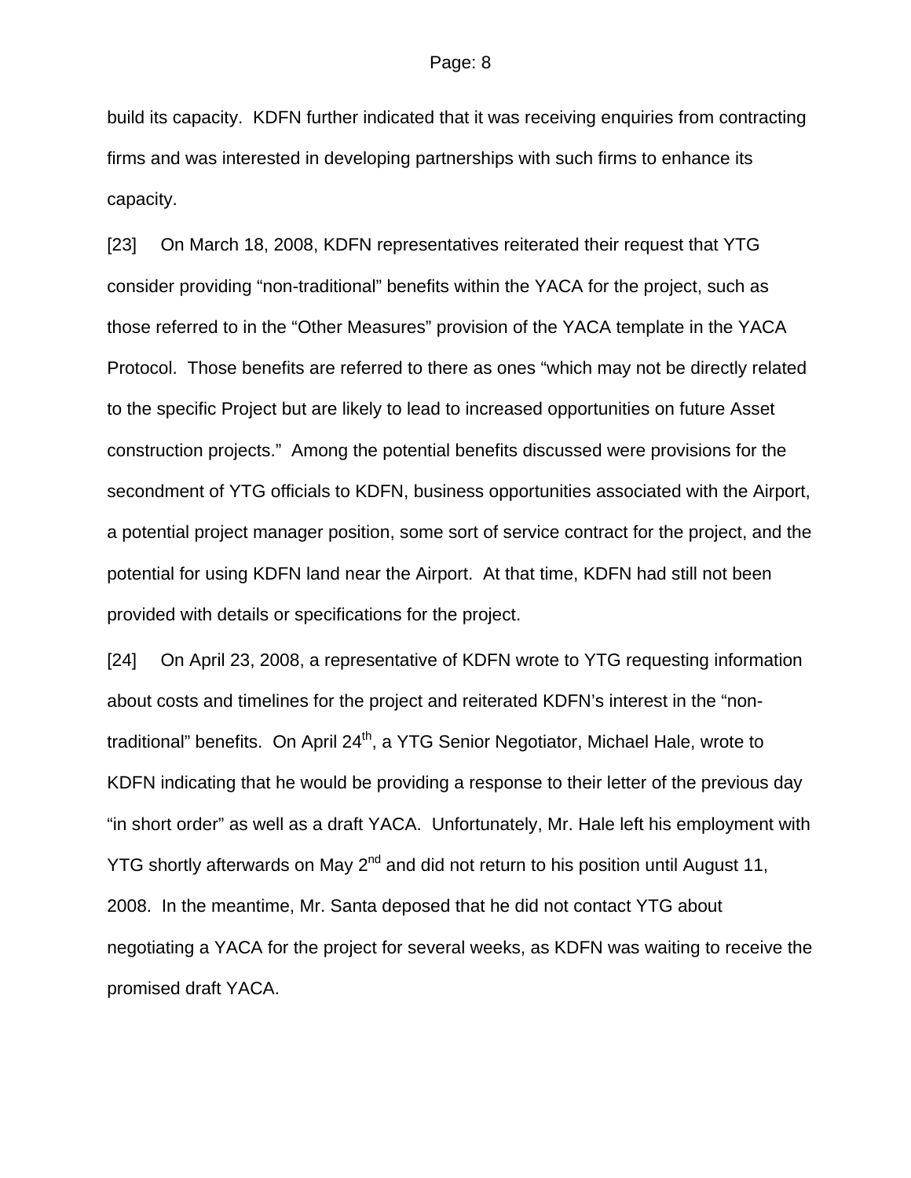build its capacity. KDFN further indicated that it was receiving enquiries from contracting firms and was interested in developing partnerships with such firms to enhance its capacity.

[23] On March 18, 2008, KDFN representatives reiterated their request that YTG consider providing "non-traditional" benefits within the YACA for the project, such as those referred to in the "Other Measures" provision of the YACA template in the YACA Protocol. Those benefits are referred to there as ones "which may not be directly related to the specific Project but are likely to lead to increased opportunities on future Asset construction projects." Among the potential benefits discussed were provisions for the secondment of YTG officials to KDFN, business opportunities associated with the Airport, a potential project manager position, some sort of service contract for the project, and the potential for using KDFN land near the Airport. At that time, KDFN had still not been provided with details or specifications for the project.

[24] On April 23, 2008, a representative of KDFN wrote to YTG requesting information about costs and timelines for the project and reiterated KDFN's interest in the "non-traditional" benefits. On April 24th, a YTG Senior Negotiator, Michael Hale, wrote to KDFN indicating that he would be providing a response to their letter of the previous day "in short order" as well as a draft YACA. Unfortunately, Mr. Hale left his employment with YTG shortly afterwards on May 2nd and did not return to his position until August 11, 2008. In the meantime, Mr. Santa deposed that he did not contact YTG about negotiating a YACA for the project for several weeks, as KDFN was waiting to receive the promised draft YACA.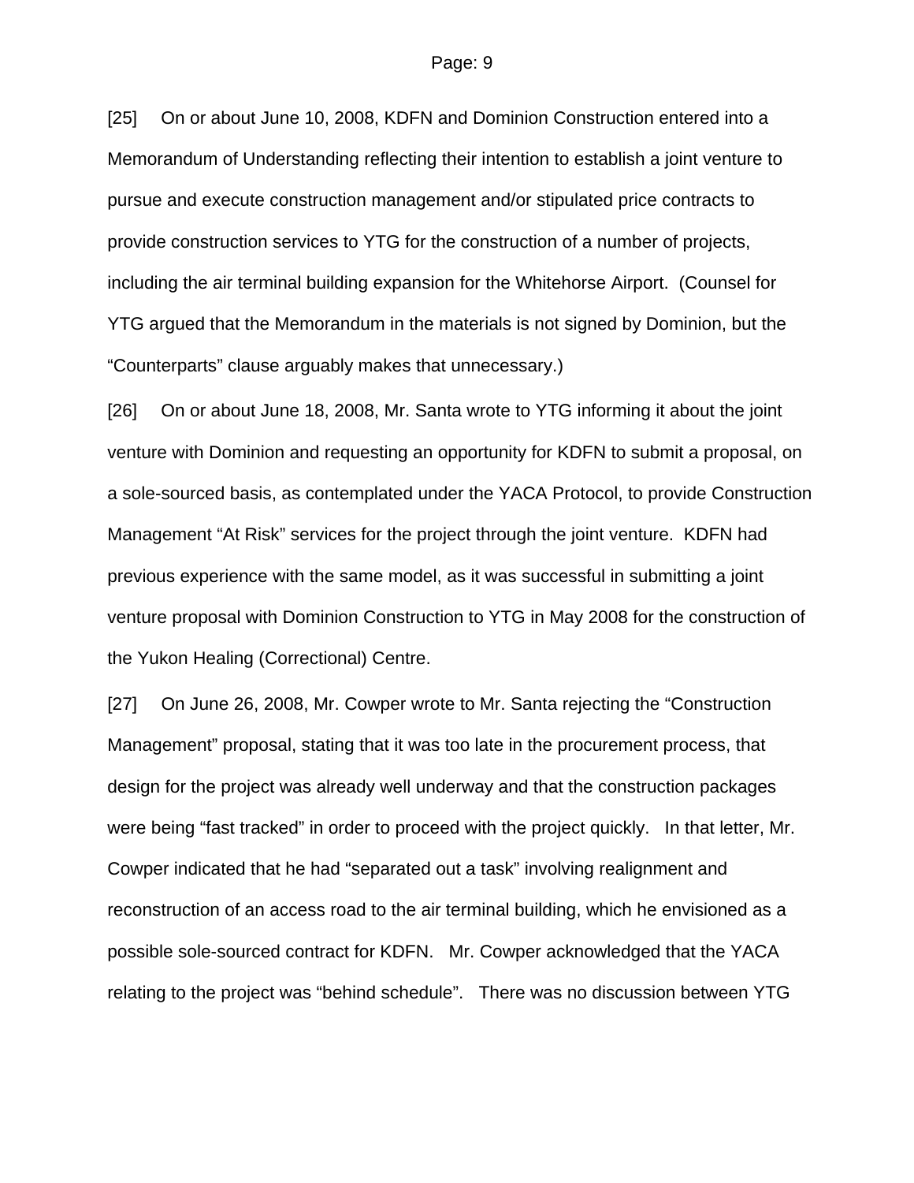[25] On or about June 10, 2008, KDFN and Dominion Construction entered into a Memorandum of Understanding reflecting their intention to establish a joint venture to pursue and execute construction management and/or stipulated price contracts to provide construction services to YTG for the construction of a number of projects, including the air terminal building expansion for the Whitehorse Airport. (Counsel for YTG argued that the Memorandum in the materials is not signed by Dominion, but the "Counterparts" clause arguably makes that unnecessary.)

[26] On or about June 18, 2008, Mr. Santa wrote to YTG informing it about the joint venture with Dominion and requesting an opportunity for KDFN to submit a proposal, on a sole-sourced basis, as contemplated under the YACA Protocol, to provide Construction Management "At Risk" services for the project through the joint venture. KDFN had previous experience with the same model, as it was successful in submitting a joint venture proposal with Dominion Construction to YTG in May 2008 for the construction of the Yukon Healing (Correctional) Centre.

[27] On June 26, 2008, Mr. Cowper wrote to Mr. Santa rejecting the "Construction Management" proposal, stating that it was too late in the procurement process, that design for the project was already well underway and that the construction packages were being "fast tracked" in order to proceed with the project quickly. In that letter, Mr. Cowper indicated that he had "separated out a task" involving realignment and reconstruction of an access road to the air terminal building, which he envisioned as a possible sole-sourced contract for KDFN. Mr. Cowper acknowledged that the YACA relating to the project was "behind schedule". There was no discussion between YTG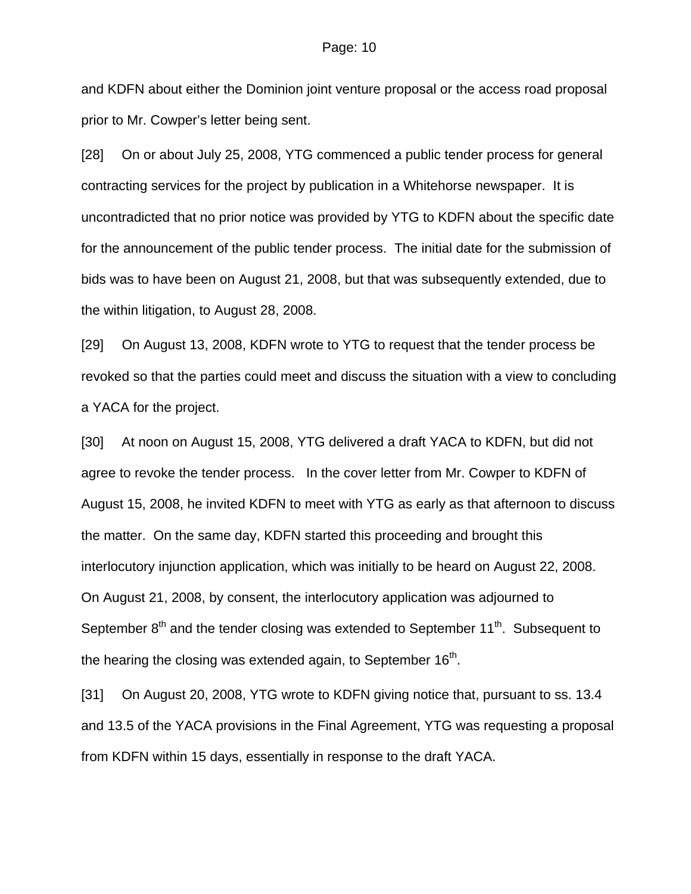and KDFN about either the Dominion joint venture proposal or the access road proposal prior to Mr. Cowper's letter being sent.

[28] On or about July 25, 2008, YTG commenced a public tender process for general contracting services for the project by publication in a Whitehorse newspaper. It is uncontradicted that no prior notice was provided by YTG to KDFN about the specific date for the announcement of the public tender process. The initial date for the submission of bids was to have been on August 21, 2008, but that was subsequently extended, due to the within litigation, to August 28, 2008.

[29] On August 13, 2008, KDFN wrote to YTG to request that the tender process be revoked so that the parties could meet and discuss the situation with a view to concluding a YACA for the project.

[30] At noon on August 15, 2008, YTG delivered a draft YACA to KDFN, but did not agree to revoke the tender process. In the cover letter from Mr. Cowper to KDFN of August 15, 2008, he invited KDFN to meet with YTG as early as that afternoon to discuss the matter. On the same day, KDFN started this proceeding and brought this interlocutory injunction application, which was initially to be heard on August 22, 2008. On August 21, 2008, by consent, the interlocutory application was adjourned to September 8th and the tender closing was extended to September 11th. Subsequent to the hearing the closing was extended again, to September 16th.

[31] On August 20, 2008, YTG wrote to KDFN giving notice that, pursuant to ss. 13.4 and 13.5 of the YACA provisions in the Final Agreement, YTG was requesting a proposal from KDFN within 15 days, essentially in response to the draft YACA.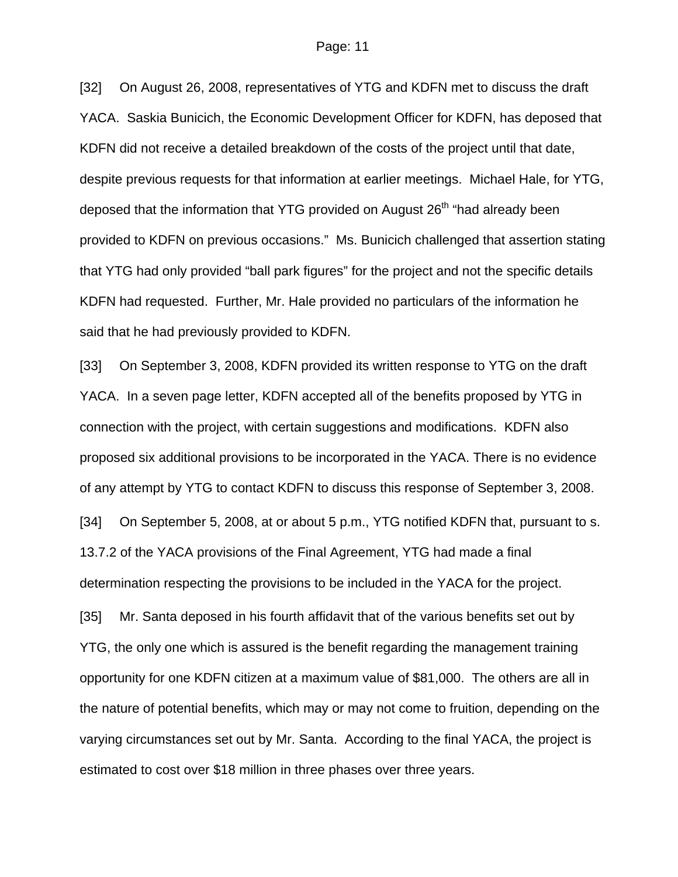[32] On August 26, 2008, representatives of YTG and KDFN met to discuss the draft YACA. Saskia Bunicich, the Economic Development Officer for KDFN, has deposed that KDFN did not receive a detailed breakdown of the costs of the project until that date, despite previous requests for that information at earlier meetings. Michael Hale, for YTG, deposed that the information that YTG provided on August 26th "had already been provided to KDFN on previous occasions." Ms. Bunicich challenged that assertion stating that YTG had only provided "ball park figures" for the project and not the specific details KDFN had requested. Further, Mr. Hale provided no particulars of the information he said that he had previously provided to KDFN.

[33] On September 3, 2008, KDFN provided its written response to YTG on the draft YACA. In a seven page letter, KDFN accepted all of the benefits proposed by YTG in connection with the project, with certain suggestions and modifications. KDFN also proposed six additional provisions to be incorporated in the YACA. There is no evidence of any attempt by YTG to contact KDFN to discuss this response of September 3, 2008.

[34] On September 5, 2008, at or about 5 p.m., YTG notified KDFN that, pursuant to s. 13.7.2 of the YACA provisions of the Final Agreement, YTG had made a final determination respecting the provisions to be included in the YACA for the project.

[35] Mr. Santa deposed in his fourth affidavit that of the various benefits set out by YTG, the only one which is assured is the benefit regarding the management training opportunity for one KDFN citizen at a maximum value of $81,000. The others are all in the nature of potential benefits, which may or may not come to fruition, depending on the varying circumstances set out by Mr. Santa. According to the final YACA, the project is estimated to cost over $18 million in three phases over three years.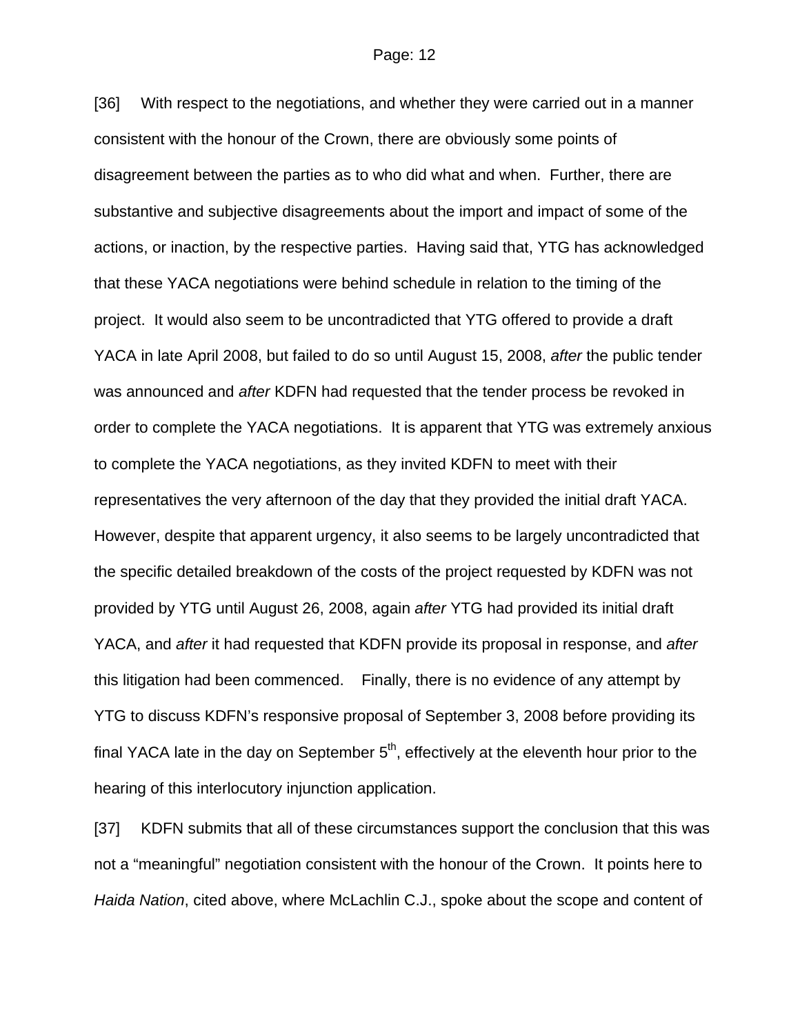[36] With respect to the negotiations, and whether they were carried out in a manner consistent with the honour of the Crown, there are obviously some points of disagreement between the parties as to who did what and when. Further, there are substantive and subjective disagreements about the import and impact of some of the actions, or inaction, by the respective parties. Having said that, YTG has acknowledged that these YACA negotiations were behind schedule in relation to the timing of the project. It would also seem to be uncontradicted that YTG offered to provide a draft YACA in late April 2008, but failed to do so until August 15, 2008, *after* the public tender was announced and *after* KDFN had requested that the tender process be revoked in order to complete the YACA negotiations. It is apparent that YTG was extremely anxious to complete the YACA negotiations, as they invited KDFN to meet with their representatives the very afternoon of the day that they provided the initial draft YACA. However, despite that apparent urgency, it also seems to be largely uncontradicted that the specific detailed breakdown of the costs of the project requested by KDFN was not provided by YTG until August 26, 2008, again *after* YTG had provided its initial draft YACA, and *after* it had requested that KDFN provide its proposal in response, and *after* this litigation had been commenced. Finally, there is no evidence of any attempt by YTG to discuss KDFN's responsive proposal of September 3, 2008 before providing its final YACA late in the day on September 5th, effectively at the eleventh hour prior to the hearing of this interlocutory injunction application.

[37] KDFN submits that all of these circumstances support the conclusion that this was not a "meaningful" negotiation consistent with the honour of the Crown. It points here to *Haida Nation*, cited above, where McLachlin C.J., spoke about the scope and content of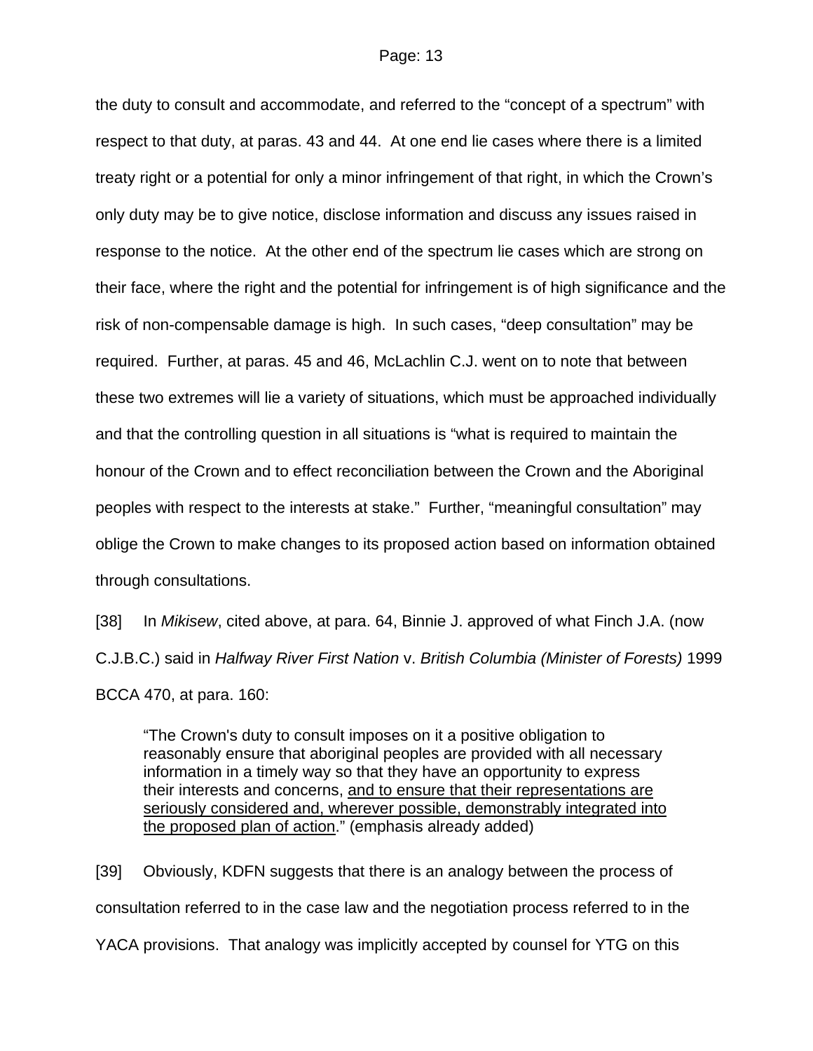the duty to consult and accommodate, and referred to the "concept of a spectrum" with respect to that duty, at paras. 43 and 44. At one end lie cases where there is a limited treaty right or a potential for only a minor infringement of that right, in which the Crown's only duty may be to give notice, disclose information and discuss any issues raised in response to the notice. At the other end of the spectrum lie cases which are strong on their face, where the right and the potential for infringement is of high significance and the risk of non-compensable damage is high. In such cases, "deep consultation" may be required. Further, at paras. 45 and 46, McLachlin C.J. went on to note that between these two extremes will lie a variety of situations, which must be approached individually and that the controlling question in all situations is "what is required to maintain the honour of the Crown and to effect reconciliation between the Crown and the Aboriginal peoples with respect to the interests at stake." Further, "meaningful consultation" may oblige the Crown to make changes to its proposed action based on information obtained through consultations.

[38] In *Mikisew*, cited above, at para. 64, Binnie J. approved of what Finch J.A. (now C.J.B.C.) said in *Halfway River First Nation* v. *British Columbia (Minister of Forests)* 1999 BCCA 470, at para. 160:

> "The Crown's duty to consult imposes on it a positive obligation to reasonably ensure that aboriginal peoples are provided with all necessary information in a timely way so that they have an opportunity to express their interests and concerns, <u>and to ensure that their representations are seriously considered and, wherever possible, demonstrably integrated into the proposed plan of action</u>." (emphasis already added)

[39] Obviously, KDFN suggests that there is an analogy between the process of consultation referred to in the case law and the negotiation process referred to in the YACA provisions. That analogy was implicitly accepted by counsel for YTG on this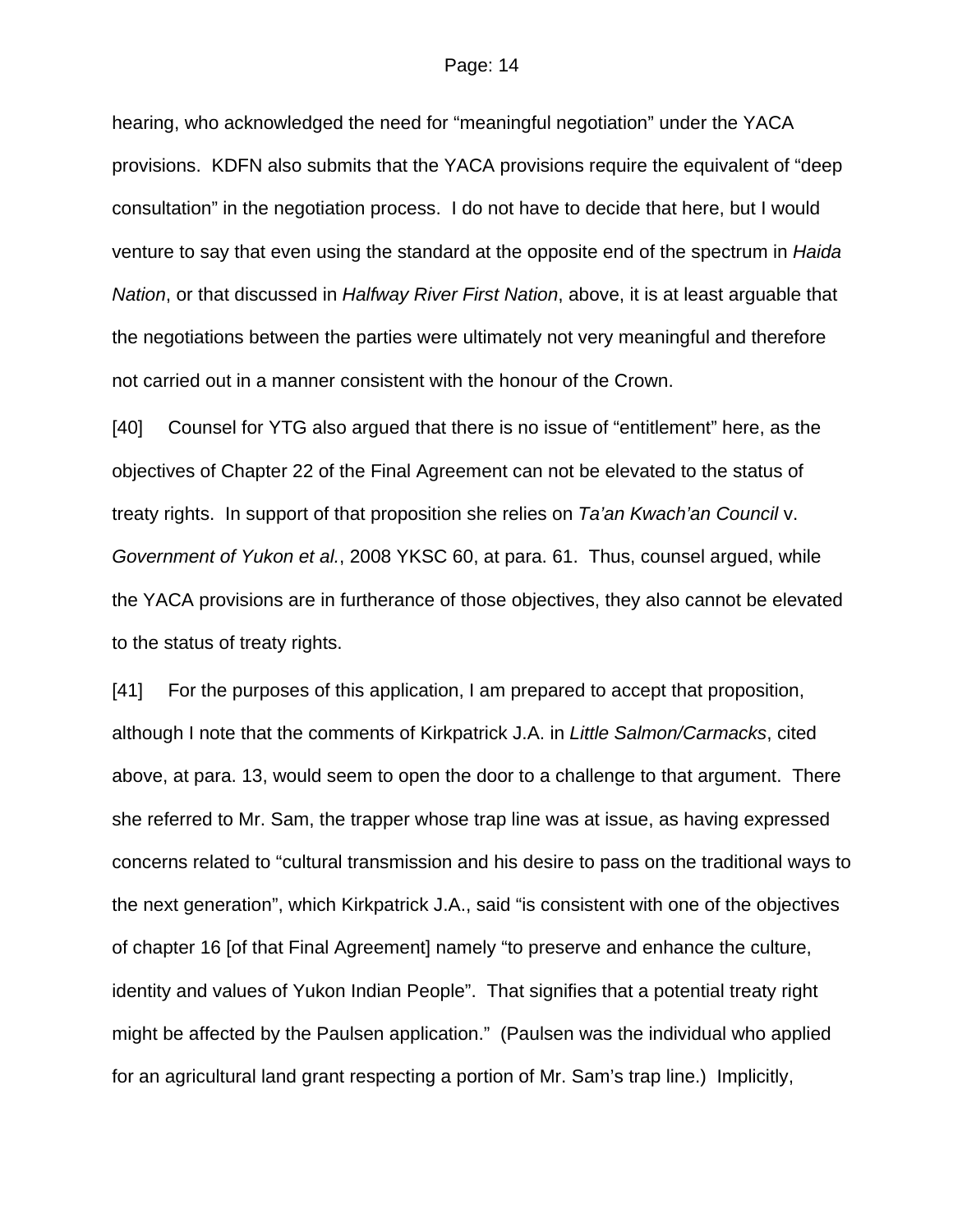hearing, who acknowledged the need for "meaningful negotiation" under the YACA provisions. KDFN also submits that the YACA provisions require the equivalent of "deep consultation" in the negotiation process. I do not have to decide that here, but I would venture to say that even using the standard at the opposite end of the spectrum in *Haida Nation*, or that discussed in *Halfway River First Nation*, above, it is at least arguable that the negotiations between the parties were ultimately not very meaningful and therefore not carried out in a manner consistent with the honour of the Crown.

[40] Counsel for YTG also argued that there is no issue of "entitlement" here, as the objectives of Chapter 22 of the Final Agreement can not be elevated to the status of treaty rights. In support of that proposition she relies on *Ta'an Kwach'an Council* v. *Government of Yukon et al.*, 2008 YKSC 60, at para. 61. Thus, counsel argued, while the YACA provisions are in furtherance of those objectives, they also cannot be elevated to the status of treaty rights.

[41] For the purposes of this application, I am prepared to accept that proposition, although I note that the comments of Kirkpatrick J.A. in *Little Salmon/Carmacks*, cited above, at para. 13, would seem to open the door to a challenge to that argument. There she referred to Mr. Sam, the trapper whose trap line was at issue, as having expressed concerns related to "cultural transmission and his desire to pass on the traditional ways to the next generation", which Kirkpatrick J.A., said "is consistent with one of the objectives of chapter 16 [of that Final Agreement] namely "to preserve and enhance the culture, identity and values of Yukon Indian People". That signifies that a potential treaty right might be affected by the Paulsen application." (Paulsen was the individual who applied for an agricultural land grant respecting a portion of Mr. Sam's trap line.) Implicitly,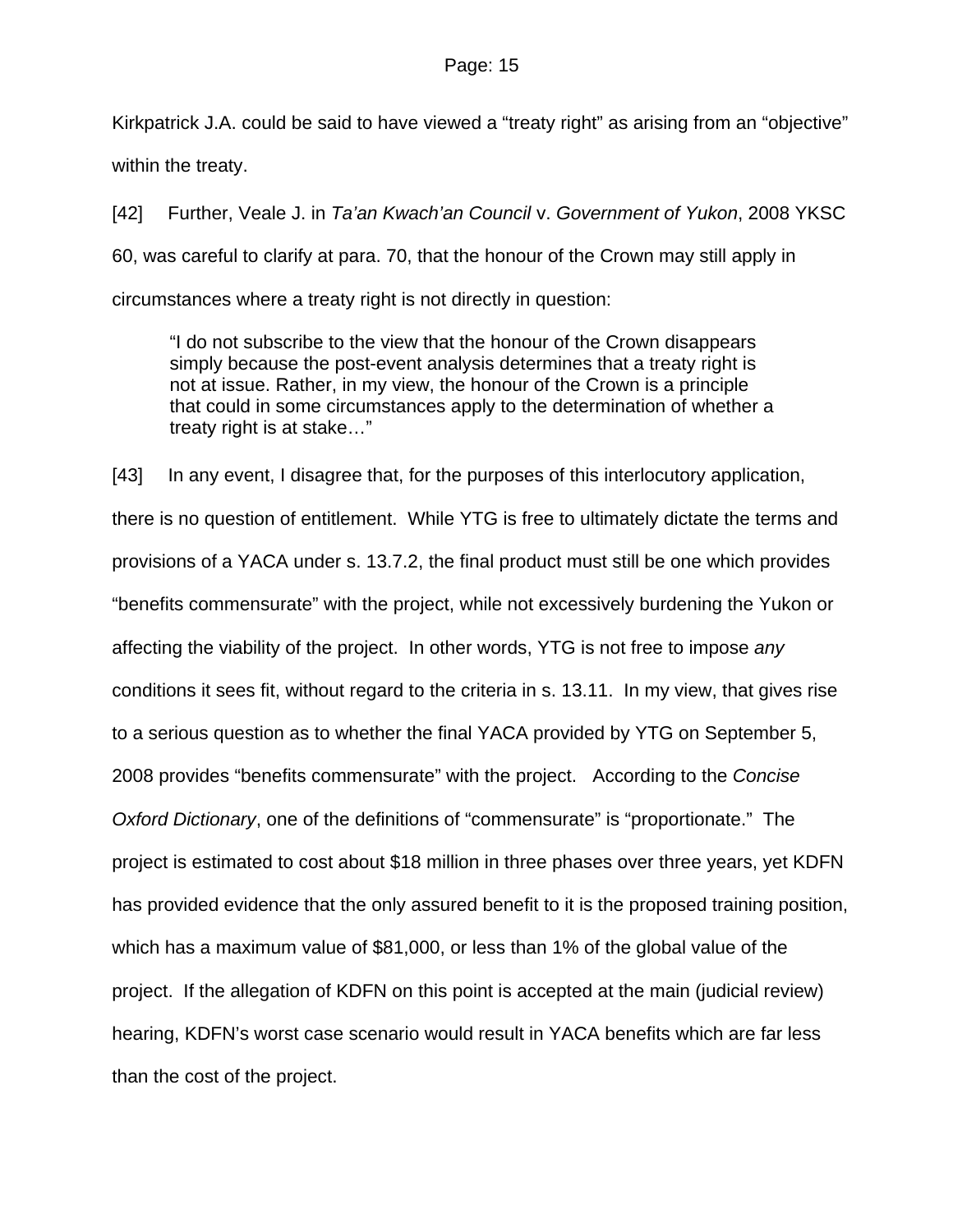Kirkpatrick J.A. could be said to have viewed a "treaty right" as arising from an "objective" within the treaty.

[42] Further, Veale J. in *Ta'an Kwach'an Council* v. *Government of Yukon*, 2008 YKSC 60, was careful to clarify at para. 70, that the honour of the Crown may still apply in circumstances where a treaty right is not directly in question:

> "I do not subscribe to the view that the honour of the Crown disappears simply because the post-event analysis determines that a treaty right is not at issue. Rather, in my view, the honour of the Crown is a principle that could in some circumstances apply to the determination of whether a treaty right is at stake…"

[43] In any event, I disagree that, for the purposes of this interlocutory application, there is no question of entitlement. While YTG is free to ultimately dictate the terms and provisions of a YACA under s. 13.7.2, the final product must still be one which provides "benefits commensurate" with the project, while not excessively burdening the Yukon or affecting the viability of the project. In other words, YTG is not free to impose *any* conditions it sees fit, without regard to the criteria in s. 13.11. In my view, that gives rise to a serious question as to whether the final YACA provided by YTG on September 5, 2008 provides "benefits commensurate" with the project. According to the *Concise Oxford Dictionary*, one of the definitions of "commensurate" is "proportionate." The project is estimated to cost about $18 million in three phases over three years, yet KDFN has provided evidence that the only assured benefit to it is the proposed training position, which has a maximum value of $81,000, or less than 1% of the global value of the project. If the allegation of KDFN on this point is accepted at the main (judicial review) hearing, KDFN's worst case scenario would result in YACA benefits which are far less than the cost of the project.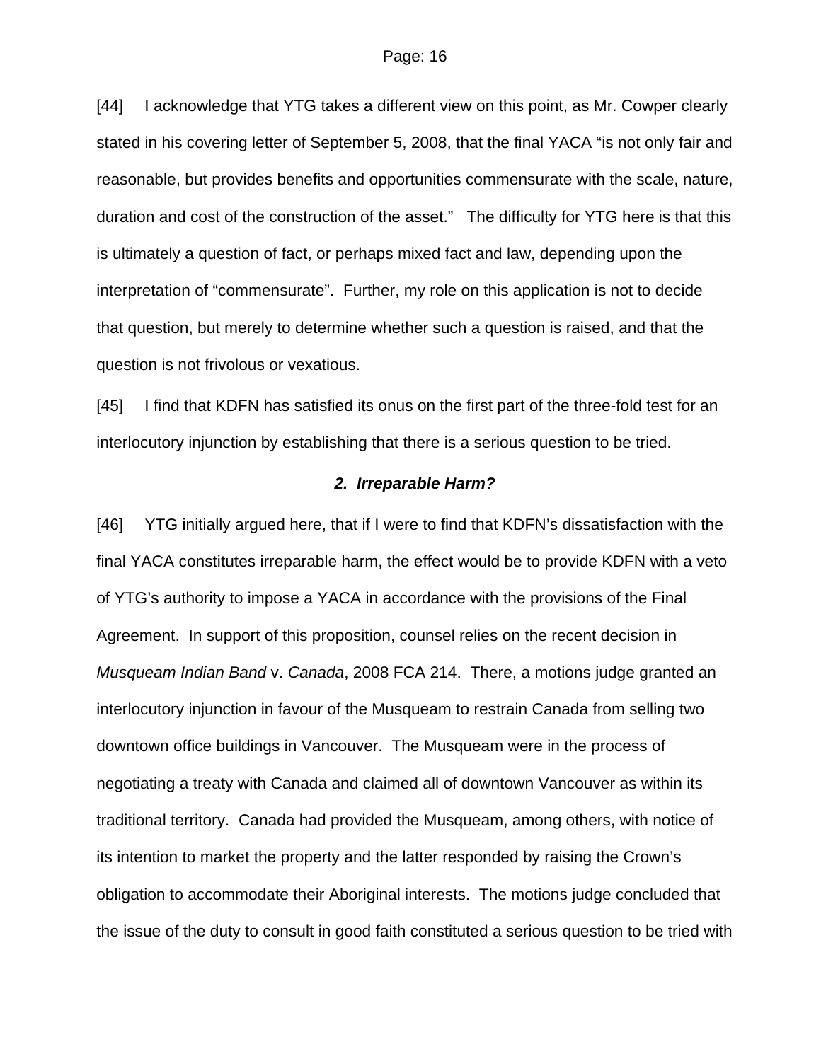[44] I acknowledge that YTG takes a different view on this point, as Mr. Cowper clearly stated in his covering letter of September 5, 2008, that the final YACA "is not only fair and reasonable, but provides benefits and opportunities commensurate with the scale, nature, duration and cost of the construction of the asset." The difficulty for YTG here is that this is ultimately a question of fact, or perhaps mixed fact and law, depending upon the interpretation of "commensurate". Further, my role on this application is not to decide that question, but merely to determine whether such a question is raised, and that the question is not frivolous or vexatious.

[45] I find that KDFN has satisfied its onus on the first part of the three-fold test for an interlocutory injunction by establishing that there is a serious question to be tried.

### *2. Irreparable Harm?*

[46] YTG initially argued here, that if I were to find that KDFN's dissatisfaction with the final YACA constitutes irreparable harm, the effect would be to provide KDFN with a veto of YTG's authority to impose a YACA in accordance with the provisions of the Final Agreement. In support of this proposition, counsel relies on the recent decision in *Musqueam Indian Band* v. *Canada*, 2008 FCA 214. There, a motions judge granted an interlocutory injunction in favour of the Musqueam to restrain Canada from selling two downtown office buildings in Vancouver. The Musqueam were in the process of negotiating a treaty with Canada and claimed all of downtown Vancouver as within its traditional territory. Canada had provided the Musqueam, among others, with notice of its intention to market the property and the latter responded by raising the Crown's obligation to accommodate their Aboriginal interests. The motions judge concluded that the issue of the duty to consult in good faith constituted a serious question to be tried with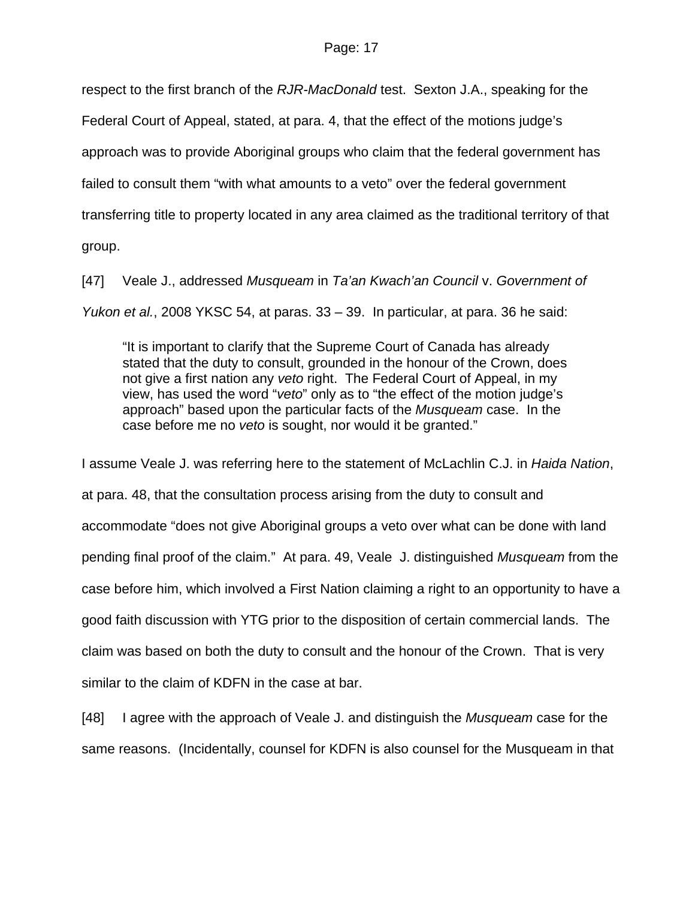respect to the first branch of the *RJR-MacDonald* test. Sexton J.A., speaking for the Federal Court of Appeal, stated, at para. 4, that the effect of the motions judge's approach was to provide Aboriginal groups who claim that the federal government has failed to consult them "with what amounts to a veto" over the federal government transferring title to property located in any area claimed as the traditional territory of that group.

[47] Veale J., addressed *Musqueam* in *Ta'an Kwach'an Council* v. *Government of Yukon et al.*, 2008 YKSC 54, at paras. 33 – 39. In particular, at para. 36 he said:

> "It is important to clarify that the Supreme Court of Canada has already stated that the duty to consult, grounded in the honour of the Crown, does not give a first nation any *veto* right. The Federal Court of Appeal, in my view, has used the word "*veto*" only as to "the effect of the motion judge's approach" based upon the particular facts of the *Musqueam* case. In the case before me no *veto* is sought, nor would it be granted."

I assume Veale J. was referring here to the statement of McLachlin C.J. in *Haida Nation*, at para. 48, that the consultation process arising from the duty to consult and accommodate "does not give Aboriginal groups a veto over what can be done with land pending final proof of the claim." At para. 49, Veale J. distinguished *Musqueam* from the case before him, which involved a First Nation claiming a right to an opportunity to have a good faith discussion with YTG prior to the disposition of certain commercial lands. The claim was based on both the duty to consult and the honour of the Crown. That is very similar to the claim of KDFN in the case at bar.

[48] I agree with the approach of Veale J. and distinguish the *Musqueam* case for the same reasons. (Incidentally, counsel for KDFN is also counsel for the Musqueam in that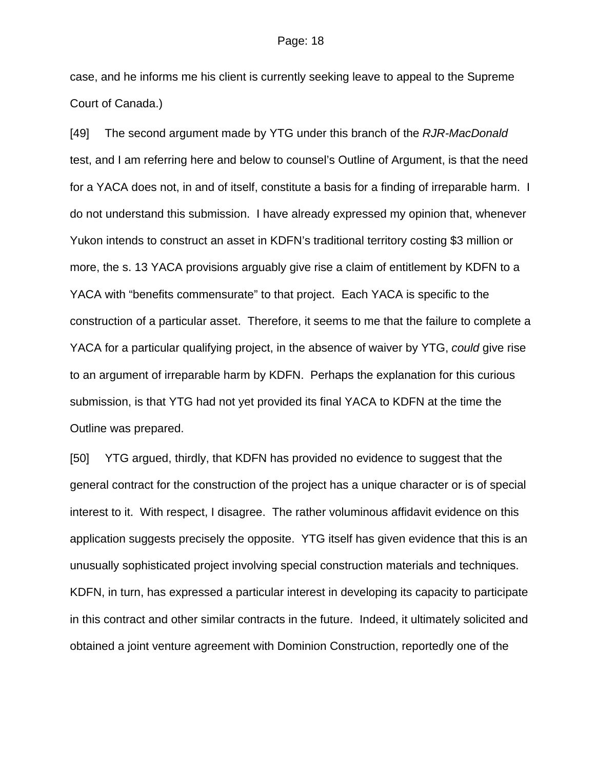case, and he informs me his client is currently seeking leave to appeal to the Supreme Court of Canada.)

[49] The second argument made by YTG under this branch of the *RJR-MacDonald* test, and I am referring here and below to counsel's Outline of Argument, is that the need for a YACA does not, in and of itself, constitute a basis for a finding of irreparable harm. I do not understand this submission. I have already expressed my opinion that, whenever Yukon intends to construct an asset in KDFN's traditional territory costing $3 million or more, the s. 13 YACA provisions arguably give rise a claim of entitlement by KDFN to a YACA with "benefits commensurate" to that project. Each YACA is specific to the construction of a particular asset. Therefore, it seems to me that the failure to complete a YACA for a particular qualifying project, in the absence of waiver by YTG, *could* give rise to an argument of irreparable harm by KDFN. Perhaps the explanation for this curious submission, is that YTG had not yet provided its final YACA to KDFN at the time the Outline was prepared.

[50] YTG argued, thirdly, that KDFN has provided no evidence to suggest that the general contract for the construction of the project has a unique character or is of special interest to it. With respect, I disagree. The rather voluminous affidavit evidence on this application suggests precisely the opposite. YTG itself has given evidence that this is an unusually sophisticated project involving special construction materials and techniques. KDFN, in turn, has expressed a particular interest in developing its capacity to participate in this contract and other similar contracts in the future. Indeed, it ultimately solicited and obtained a joint venture agreement with Dominion Construction, reportedly one of the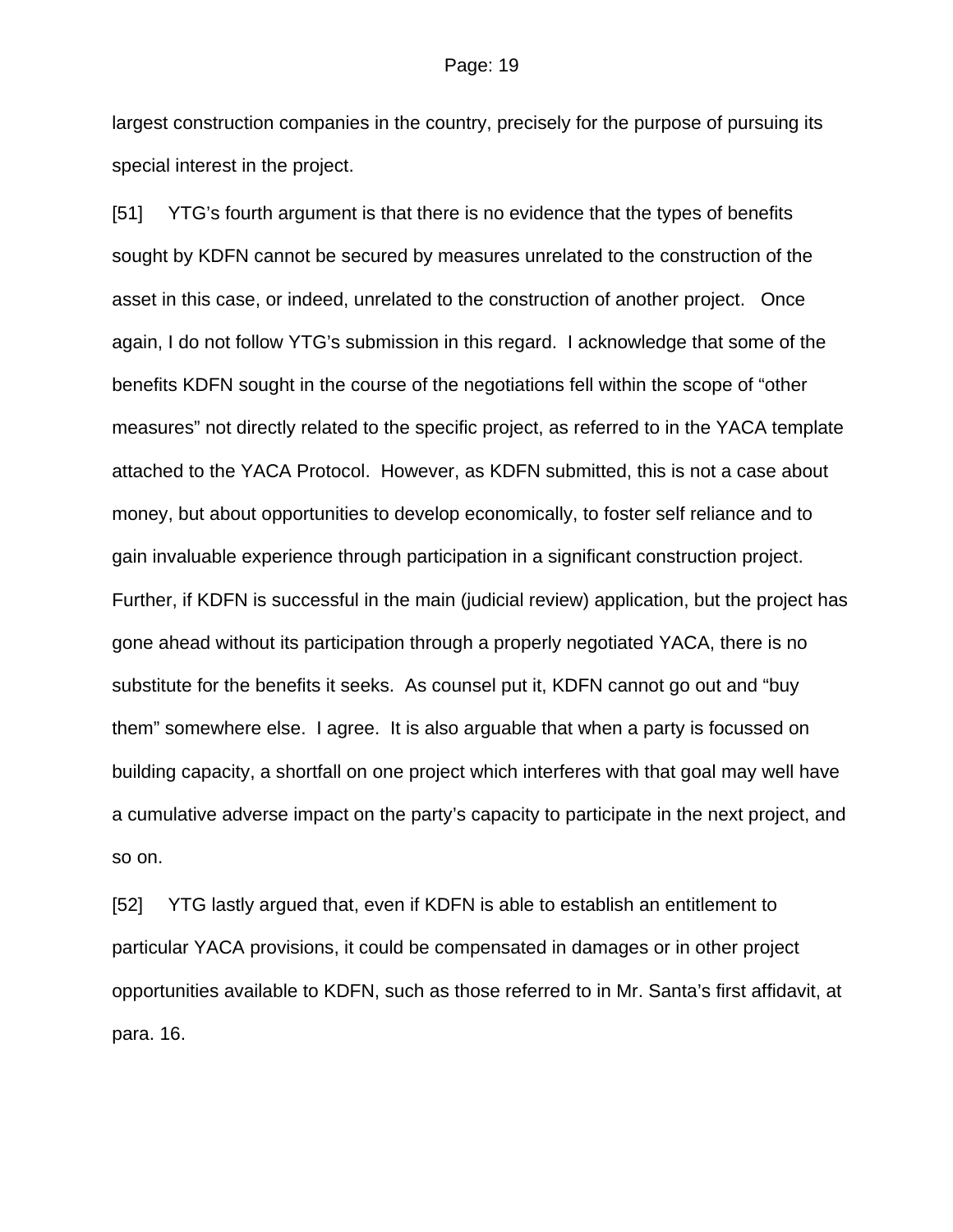largest construction companies in the country, precisely for the purpose of pursuing its special interest in the project.

[51] YTG's fourth argument is that there is no evidence that the types of benefits sought by KDFN cannot be secured by measures unrelated to the construction of the asset in this case, or indeed, unrelated to the construction of another project. Once again, I do not follow YTG's submission in this regard. I acknowledge that some of the benefits KDFN sought in the course of the negotiations fell within the scope of "other measures" not directly related to the specific project, as referred to in the YACA template attached to the YACA Protocol. However, as KDFN submitted, this is not a case about money, but about opportunities to develop economically, to foster self reliance and to gain invaluable experience through participation in a significant construction project. Further, if KDFN is successful in the main (judicial review) application, but the project has gone ahead without its participation through a properly negotiated YACA, there is no substitute for the benefits it seeks. As counsel put it, KDFN cannot go out and "buy them" somewhere else. I agree. It is also arguable that when a party is focussed on building capacity, a shortfall on one project which interferes with that goal may well have a cumulative adverse impact on the party's capacity to participate in the next project, and so on.

[52] YTG lastly argued that, even if KDFN is able to establish an entitlement to particular YACA provisions, it could be compensated in damages or in other project opportunities available to KDFN, such as those referred to in Mr. Santa's first affidavit, at para. 16.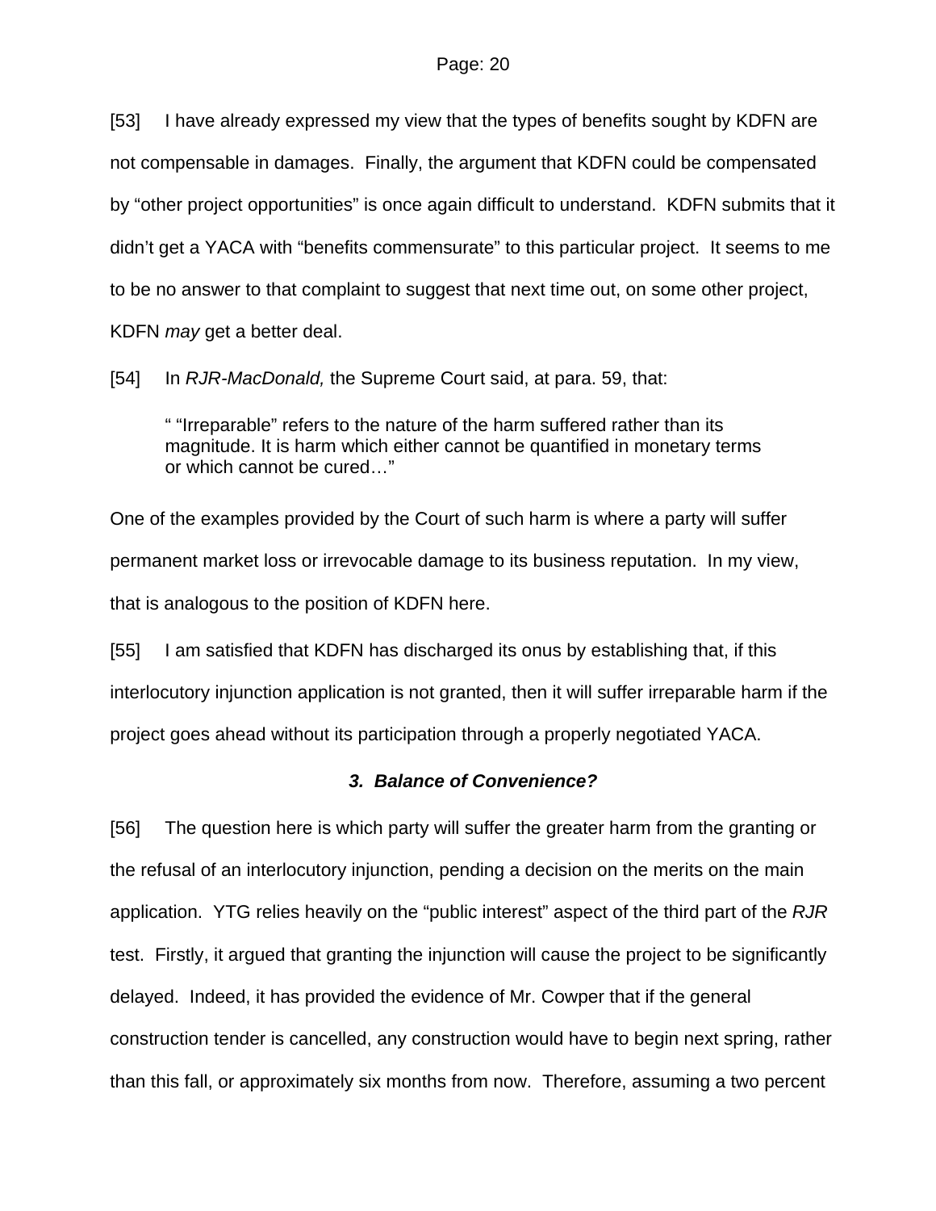[53] I have already expressed my view that the types of benefits sought by KDFN are not compensable in damages. Finally, the argument that KDFN could be compensated by "other project opportunities" is once again difficult to understand. KDFN submits that it didn't get a YACA with "benefits commensurate" to this particular project. It seems to me to be no answer to that complaint to suggest that next time out, on some other project, KDFN *may* get a better deal.

[54] In *RJR-MacDonald,* the Supreme Court said, at para. 59, that:

> " "Irreparable" refers to the nature of the harm suffered rather than its magnitude. It is harm which either cannot be quantified in monetary terms or which cannot be cured…"

One of the examples provided by the Court of such harm is where a party will suffer permanent market loss or irrevocable damage to its business reputation. In my view, that is analogous to the position of KDFN here.

[55] I am satisfied that KDFN has discharged its onus by establishing that, if this interlocutory injunction application is not granted, then it will suffer irreparable harm if the project goes ahead without its participation through a properly negotiated YACA.

### *3. Balance of Convenience?*

[56] The question here is which party will suffer the greater harm from the granting or the refusal of an interlocutory injunction, pending a decision on the merits on the main application. YTG relies heavily on the "public interest" aspect of the third part of the *RJR* test. Firstly, it argued that granting the injunction will cause the project to be significantly delayed. Indeed, it has provided the evidence of Mr. Cowper that if the general construction tender is cancelled, any construction would have to begin next spring, rather than this fall, or approximately six months from now. Therefore, assuming a two percent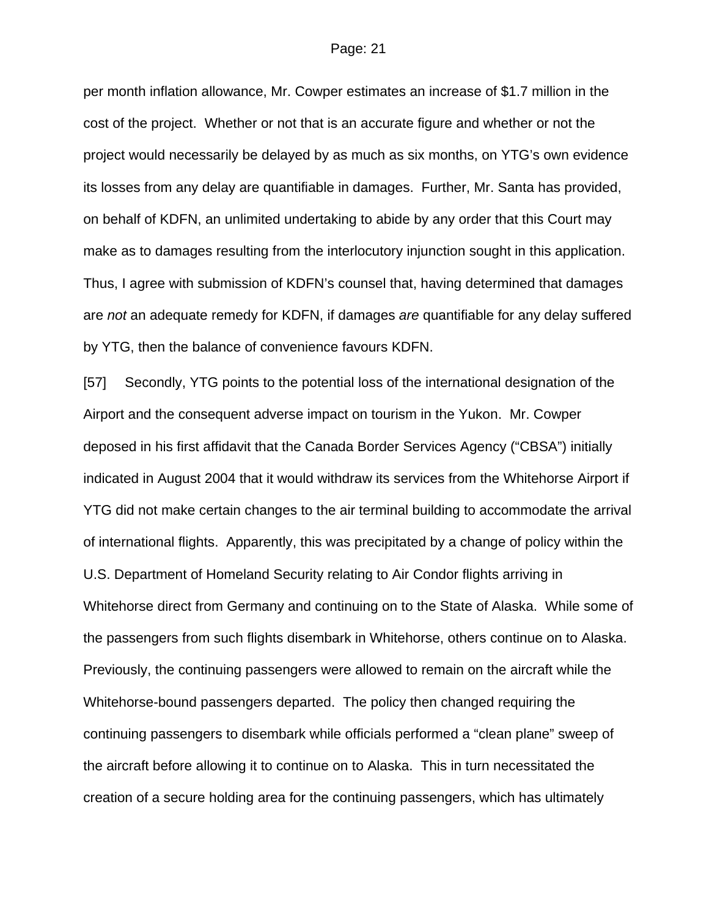per month inflation allowance, Mr. Cowper estimates an increase of $1.7 million in the cost of the project. Whether or not that is an accurate figure and whether or not the project would necessarily be delayed by as much as six months, on YTG's own evidence its losses from any delay are quantifiable in damages. Further, Mr. Santa has provided, on behalf of KDFN, an unlimited undertaking to abide by any order that this Court may make as to damages resulting from the interlocutory injunction sought in this application. Thus, I agree with submission of KDFN's counsel that, having determined that damages are *not* an adequate remedy for KDFN, if damages *are* quantifiable for any delay suffered by YTG, then the balance of convenience favours KDFN.

[57] Secondly, YTG points to the potential loss of the international designation of the Airport and the consequent adverse impact on tourism in the Yukon. Mr. Cowper deposed in his first affidavit that the Canada Border Services Agency ("CBSA") initially indicated in August 2004 that it would withdraw its services from the Whitehorse Airport if YTG did not make certain changes to the air terminal building to accommodate the arrival of international flights. Apparently, this was precipitated by a change of policy within the U.S. Department of Homeland Security relating to Air Condor flights arriving in Whitehorse direct from Germany and continuing on to the State of Alaska. While some of the passengers from such flights disembark in Whitehorse, others continue on to Alaska. Previously, the continuing passengers were allowed to remain on the aircraft while the Whitehorse-bound passengers departed. The policy then changed requiring the continuing passengers to disembark while officials performed a "clean plane" sweep of the aircraft before allowing it to continue on to Alaska. This in turn necessitated the creation of a secure holding area for the continuing passengers, which has ultimately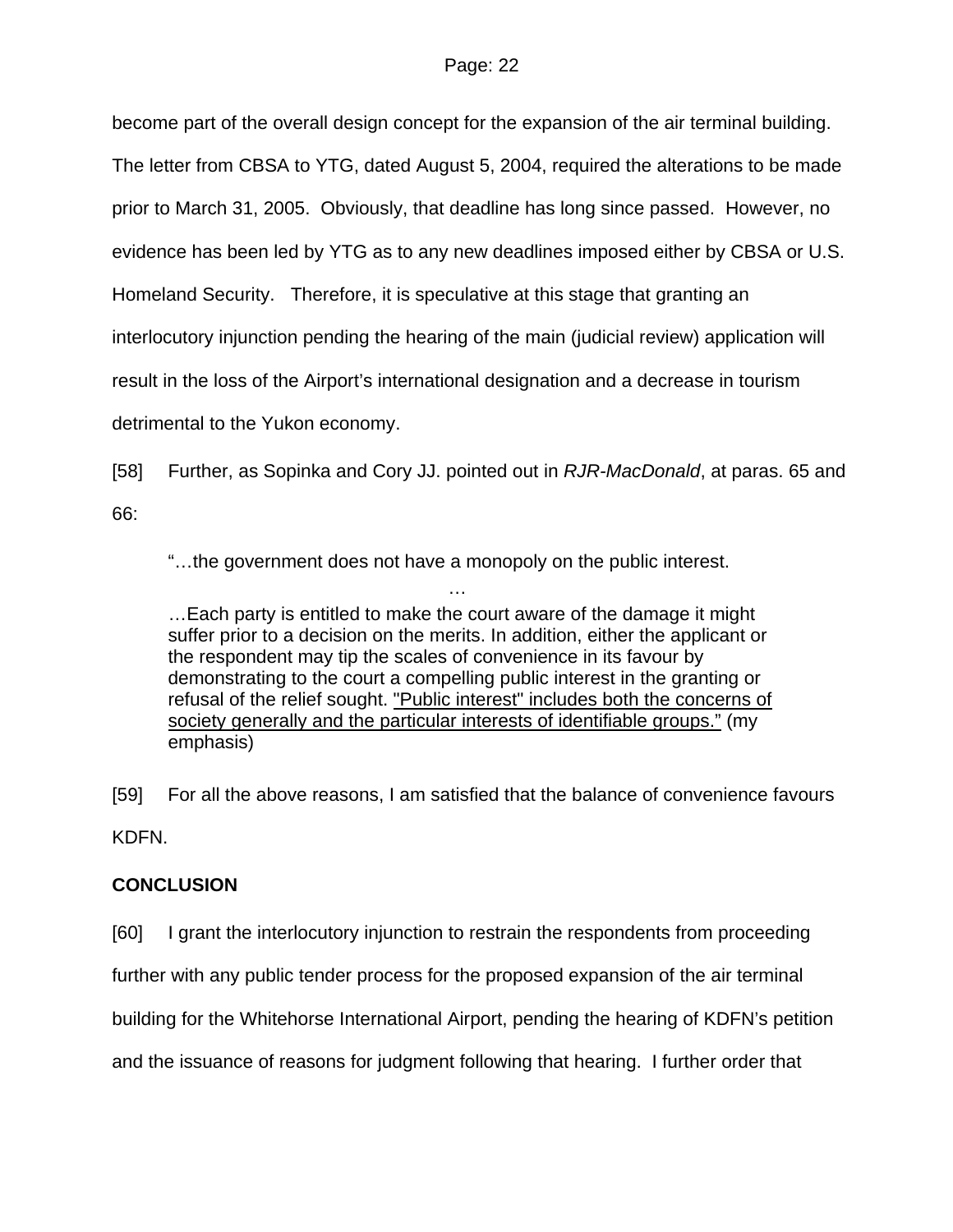become part of the overall design concept for the expansion of the air terminal building. The letter from CBSA to YTG, dated August 5, 2004, required the alterations to be made prior to March 31, 2005. Obviously, that deadline has long since passed. However, no evidence has been led by YTG as to any new deadlines imposed either by CBSA or U.S. Homeland Security. Therefore, it is speculative at this stage that granting an interlocutory injunction pending the hearing of the main (judicial review) application will result in the loss of the Airport's international designation and a decrease in tourism detrimental to the Yukon economy.

[58] Further, as Sopinka and Cory JJ. pointed out in *RJR-MacDonald*, at paras. 65 and 66:

> "…the government does not have a monopoly on the public interest.
>
> …
>
> …Each party is entitled to make the court aware of the damage it might suffer prior to a decision on the merits. In addition, either the applicant or the respondent may tip the scales of convenience in its favour by demonstrating to the court a compelling public interest in the granting or refusal of the relief sought. <u>"Public interest" includes both the concerns of society generally and the particular interests of identifiable groups."</u> (my emphasis)

[59] For all the above reasons, I am satisfied that the balance of convenience favours KDFN.

**CONCLUSION**

[60] I grant the interlocutory injunction to restrain the respondents from proceeding further with any public tender process for the proposed expansion of the air terminal building for the Whitehorse International Airport, pending the hearing of KDFN's petition and the issuance of reasons for judgment following that hearing. I further order that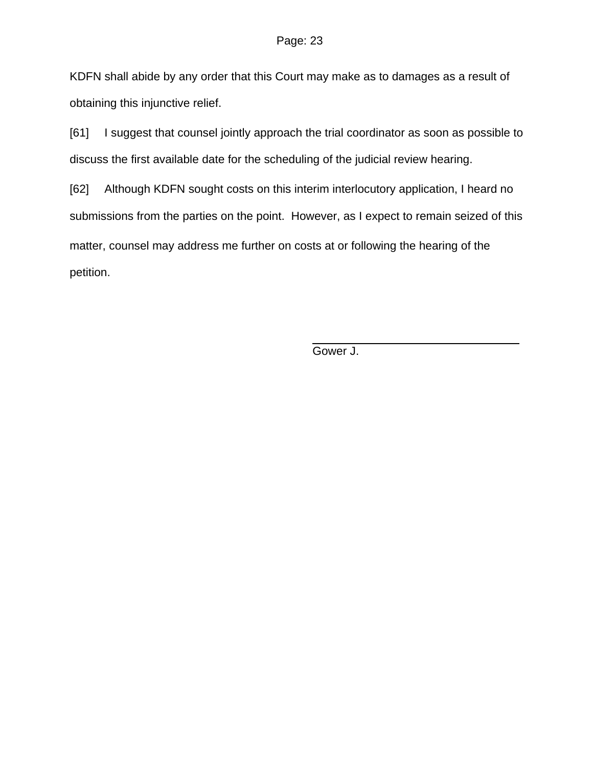KDFN shall abide by any order that this Court may make as to damages as a result of obtaining this injunctive relief.

[61] I suggest that counsel jointly approach the trial coordinator as soon as possible to discuss the first available date for the scheduling of the judicial review hearing.

[62] Although KDFN sought costs on this interim interlocutory application, I heard no submissions from the parties on the point. However, as I expect to remain seized of this matter, counsel may address me further on costs at or following the hearing of the petition.

\_\_\_\_\_\_\_\_\_\_\_\_\_\_\_\_\_\_\_\_\_\_\_\_\_\_\_\_\_\_

Gower J.